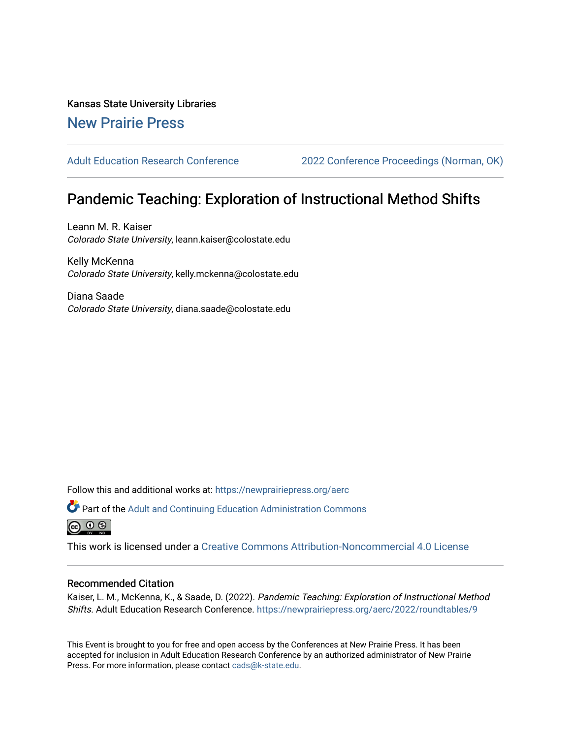Kansas State University Libraries

## New Prairie Press

Adult Education Research Conference | 2022 Conference Proceedings (Norman, OK)

# Pandemic Teaching: Exploration of Instructional Method Shifts

Leann M. R. Kaiser
*Colorado State University*, leann.kaiser@colostate.edu

Kelly McKenna
*Colorado State University*, kelly.mckenna@colostate.edu

Diana Saade
*Colorado State University*, diana.saade@colostate.edu

Follow this and additional works at: https://newprairiepress.org/aerc

Part of the Adult and Continuing Education Administration Commons

This work is licensed under a Creative Commons Attribution-Noncommercial 4.0 License

### Recommended Citation

Kaiser, L. M., McKenna, K., & Saade, D. (2022). *Pandemic Teaching: Exploration of Instructional Method Shifts*. Adult Education Research Conference. https://newprairiepress.org/aerc/2022/roundtables/9

This Event is brought to you for free and open access by the Conferences at New Prairie Press. It has been accepted for inclusion in Adult Education Research Conference by an authorized administrator of New Prairie Press. For more information, please contact cads@k-state.edu.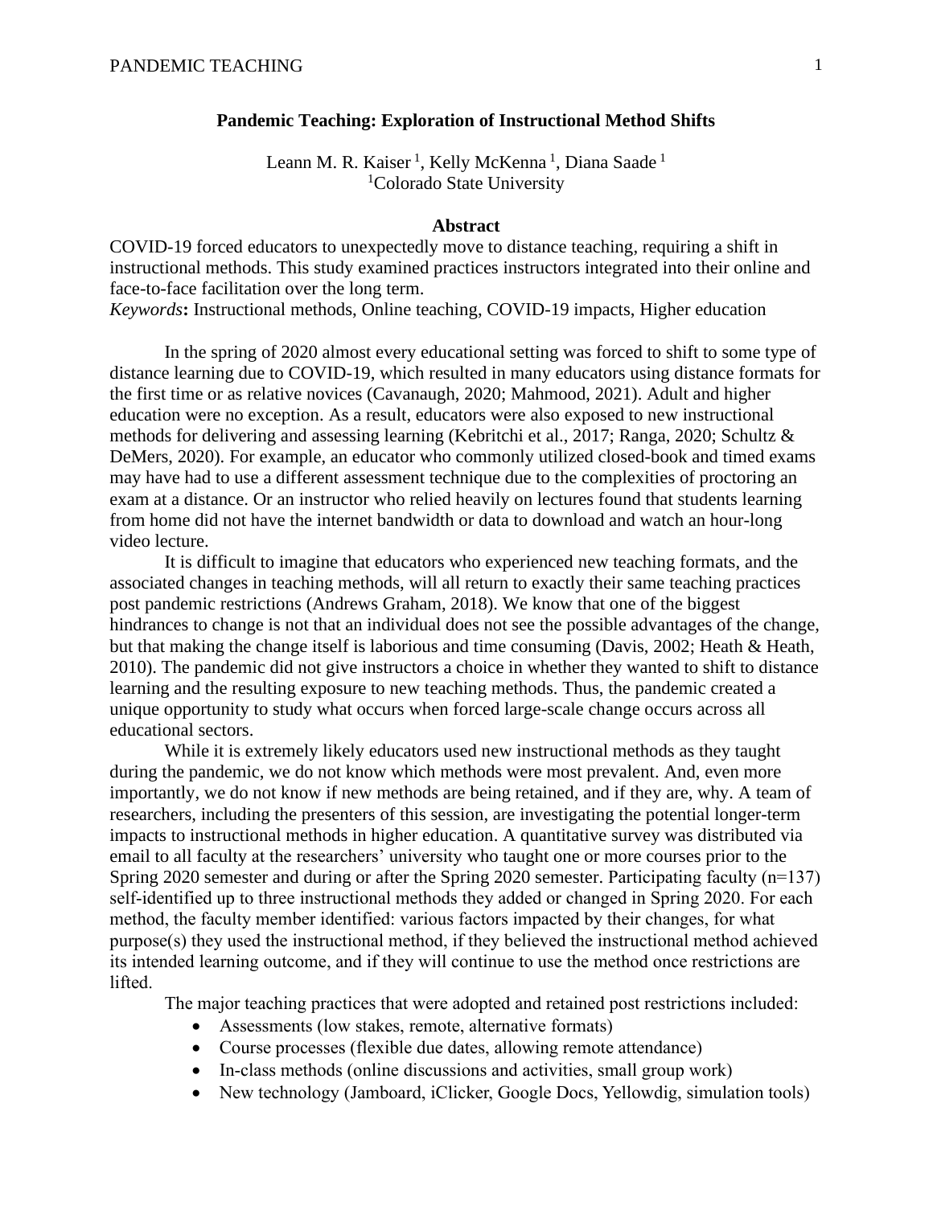**Pandemic Teaching: Exploration of Instructional Method Shifts**

Leann M. R. Kaiser [1], Kelly McKenna [1], Diana Saade [1]
[1]Colorado State University

**Abstract**

COVID-19 forced educators to unexpectedly move to distance teaching, requiring a shift in instructional methods. This study examined practices instructors integrated into their online and face-to-face facilitation over the long term.
*Keywords***:** Instructional methods, Online teaching, COVID-19 impacts, Higher education

In the spring of 2020 almost every educational setting was forced to shift to some type of distance learning due to COVID-19, which resulted in many educators using distance formats for the first time or as relative novices (Cavanaugh, 2020; Mahmood, 2021). Adult and higher education were no exception. As a result, educators were also exposed to new instructional methods for delivering and assessing learning (Kebritchi et al., 2017; Ranga, 2020; Schultz & DeMers, 2020). For example, an educator who commonly utilized closed-book and timed exams may have had to use a different assessment technique due to the complexities of proctoring an exam at a distance. Or an instructor who relied heavily on lectures found that students learning from home did not have the internet bandwidth or data to download and watch an hour-long video lecture.

It is difficult to imagine that educators who experienced new teaching formats, and the associated changes in teaching methods, will all return to exactly their same teaching practices post pandemic restrictions (Andrews Graham, 2018). We know that one of the biggest hindrances to change is not that an individual does not see the possible advantages of the change, but that making the change itself is laborious and time consuming (Davis, 2002; Heath & Heath, 2010). The pandemic did not give instructors a choice in whether they wanted to shift to distance learning and the resulting exposure to new teaching methods. Thus, the pandemic created a unique opportunity to study what occurs when forced large-scale change occurs across all educational sectors.

While it is extremely likely educators used new instructional methods as they taught during the pandemic, we do not know which methods were most prevalent. And, even more importantly, we do not know if new methods are being retained, and if they are, why. A team of researchers, including the presenters of this session, are investigating the potential longer-term impacts to instructional methods in higher education. A quantitative survey was distributed via email to all faculty at the researchers' university who taught one or more courses prior to the Spring 2020 semester and during or after the Spring 2020 semester. Participating faculty (n=137) self-identified up to three instructional methods they added or changed in Spring 2020. For each method, the faculty member identified: various factors impacted by their changes, for what purpose(s) they used the instructional method, if they believed the instructional method achieved its intended learning outcome, and if they will continue to use the method once restrictions are lifted.

The major teaching practices that were adopted and retained post restrictions included:

- Assessments (low stakes, remote, alternative formats)
- Course processes (flexible due dates, allowing remote attendance)
- In-class methods (online discussions and activities, small group work)
- New technology (Jamboard, iClicker, Google Docs, Yellowdig, simulation tools)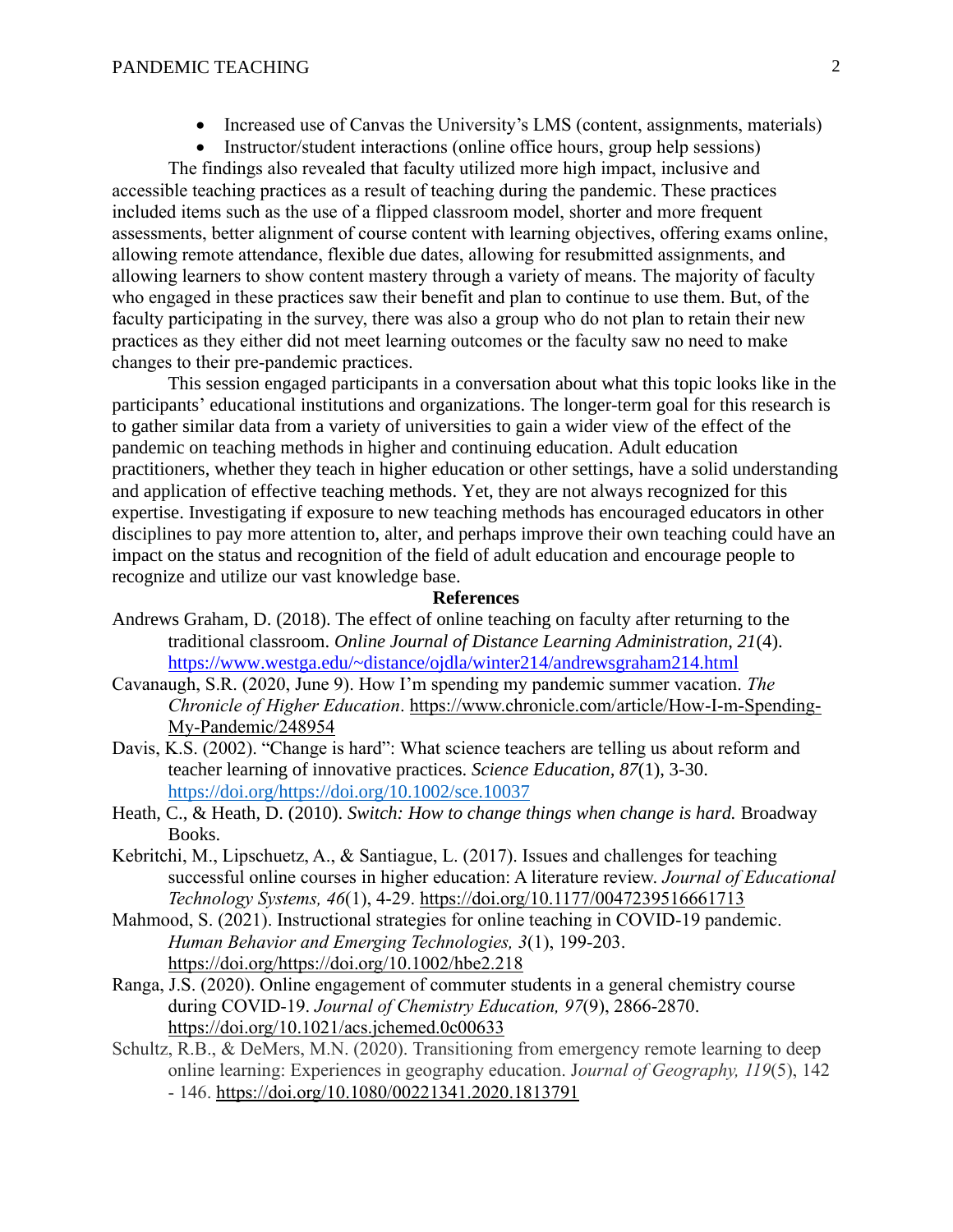- Increased use of Canvas the University's LMS (content, assignments, materials)
- Instructor/student interactions (online office hours, group help sessions)

The findings also revealed that faculty utilized more high impact, inclusive and accessible teaching practices as a result of teaching during the pandemic. These practices included items such as the use of a flipped classroom model, shorter and more frequent assessments, better alignment of course content with learning objectives, offering exams online, allowing remote attendance, flexible due dates, allowing for resubmitted assignments, and allowing learners to show content mastery through a variety of means. The majority of faculty who engaged in these practices saw their benefit and plan to continue to use them. But, of the faculty participating in the survey, there was also a group who do not plan to retain their new practices as they either did not meet learning outcomes or the faculty saw no need to make changes to their pre-pandemic practices.

This session engaged participants in a conversation about what this topic looks like in the participants' educational institutions and organizations. The longer-term goal for this research is to gather similar data from a variety of universities to gain a wider view of the effect of the pandemic on teaching methods in higher and continuing education. Adult education practitioners, whether they teach in higher education or other settings, have a solid understanding and application of effective teaching methods. Yet, they are not always recognized for this expertise. Investigating if exposure to new teaching methods has encouraged educators in other disciplines to pay more attention to, alter, and perhaps improve their own teaching could have an impact on the status and recognition of the field of adult education and encourage people to recognize and utilize our vast knowledge base.

**References**

Andrews Graham, D. (2018). The effect of online teaching on faculty after returning to the traditional classroom. *Online Journal of Distance Learning Administration, 21*(4). https://www.westga.edu/~distance/ojdla/winter214/andrewsgraham214.html

Cavanaugh, S.R. (2020, June 9). How I'm spending my pandemic summer vacation. *The Chronicle of Higher Education*. https://www.chronicle.com/article/How-I-m-Spending-My-Pandemic/248954

Davis, K.S. (2002). "Change is hard": What science teachers are telling us about reform and teacher learning of innovative practices. *Science Education, 87*(1), 3-30. https://doi.org/https://doi.org/10.1002/sce.10037

Heath, C., & Heath, D. (2010). *Switch: How to change things when change is hard.* Broadway Books.

Kebritchi, M., Lipschuetz, A., & Santiague, L. (2017). Issues and challenges for teaching successful online courses in higher education: A literature review. *Journal of Educational Technology Systems, 46*(1), 4-29. https://doi.org/10.1177/0047239516661713

Mahmood, S. (2021). Instructional strategies for online teaching in COVID-19 pandemic. *Human Behavior and Emerging Technologies, 3*(1), 199-203. https://doi.org/https://doi.org/10.1002/hbe2.218

Ranga, J.S. (2020). Online engagement of commuter students in a general chemistry course during COVID-19. *Journal of Chemistry Education, 97*(9), 2866-2870. https://doi.org/10.1021/acs.jchemed.0c00633

Schultz, R.B., & DeMers, M.N. (2020). Transitioning from emergency remote learning to deep online learning: Experiences in geography education. J*ournal of Geography, 119*(5), 142 - 146. https://doi.org/10.1080/00221341.2020.1813791